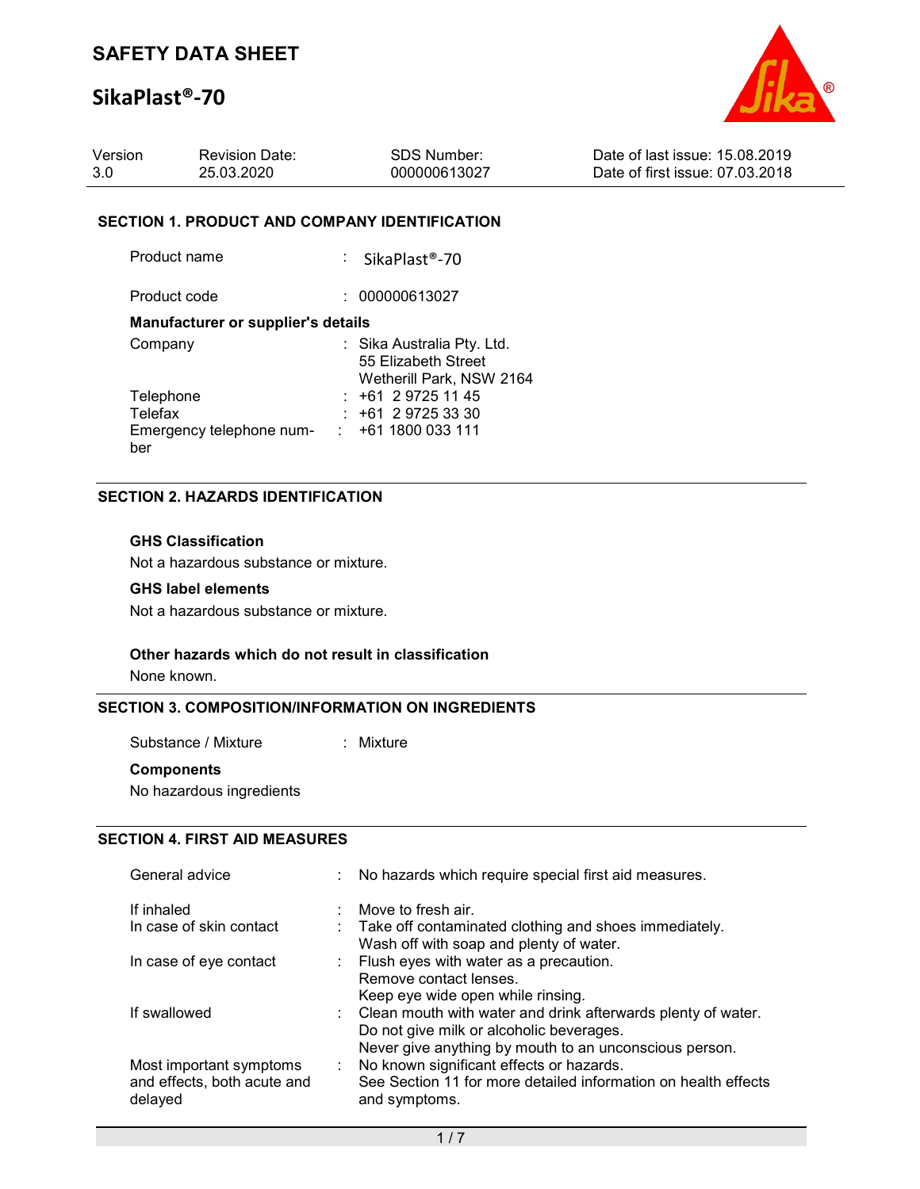# SAFETY DATA SHEET

# SikaPlast®-70

| Version | Revision Date: | SDS Number: | Date of last issue: 15.08.2019 |
| --- | --- | --- | --- |
| 3.0 | 25.03.2020 | 000000613027 | Date of first issue: 07.03.2018 |

## SECTION 1. PRODUCT AND COMPANY IDENTIFICATION

Product name : SikaPlast®-70

Product code : 000000613027

**Manufacturer or supplier's details**

Company : Sika Australia Pty. Ltd.
55 Elizabeth Street
Wetherill Park, NSW 2164

Telephone : +61 2 9725 11 45

Telefax : +61 2 9725 33 30

Emergency telephone number : +61 1800 033 111

## SECTION 2. HAZARDS IDENTIFICATION

**GHS Classification**

Not a hazardous substance or mixture.

**GHS label elements**

Not a hazardous substance or mixture.

**Other hazards which do not result in classification**

None known.

## SECTION 3. COMPOSITION/INFORMATION ON INGREDIENTS

Substance / Mixture : Mixture

**Components**

No hazardous ingredients

## SECTION 4. FIRST AID MEASURES

General advice : No hazards which require special first aid measures.

If inhaled : Move to fresh air.

In case of skin contact : Take off contaminated clothing and shoes immediately.
Wash off with soap and plenty of water.

In case of eye contact : Flush eyes with water as a precaution.
Remove contact lenses.
Keep eye wide open while rinsing.

If swallowed : Clean mouth with water and drink afterwards plenty of water.
Do not give milk or alcoholic beverages.
Never give anything by mouth to an unconscious person.

Most important symptoms and effects, both acute and delayed : No known significant effects or hazards.
See Section 11 for more detailed information on health effects and symptoms.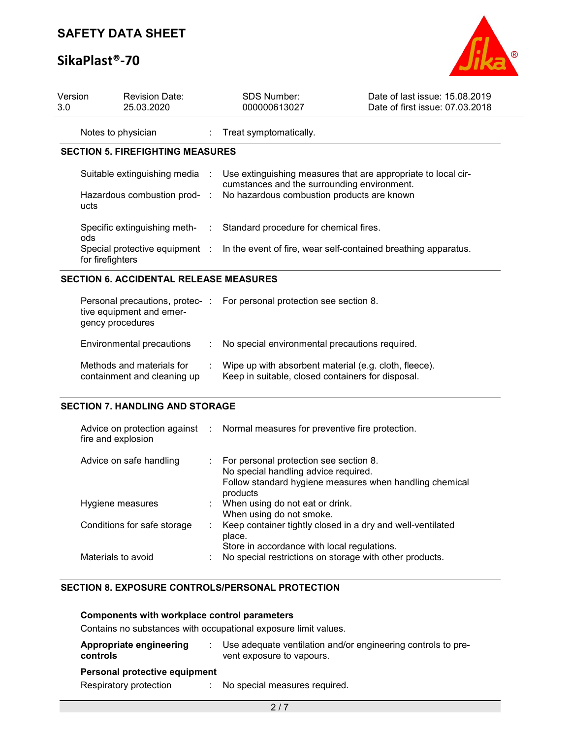Notes to physician : Treat symptomatically.

## SECTION 5. FIREFIGHTING MEASURES

| | |
|---|---|
| Suitable extinguishing media | Use extinguishing measures that are appropriate to local circumstances and the surrounding environment. |
| Hazardous combustion products | No hazardous combustion products are known |
| Specific extinguishing methods | Standard procedure for chemical fires. |
| Special protective equipment for firefighters | In the event of fire, wear self-contained breathing apparatus. |

## SECTION 6. ACCIDENTAL RELEASE MEASURES

| | |
|---|---|
| Personal precautions, protective equipment and emergency procedures | For personal protection see section 8. |
| Environmental precautions | No special environmental precautions required. |
| Methods and materials for containment and cleaning up | Wipe up with absorbent material (e.g. cloth, fleece).<br>Keep in suitable, closed containers for disposal. |

## SECTION 7. HANDLING AND STORAGE

| | |
|---|---|
| Advice on protection against fire and explosion | Normal measures for preventive fire protection. |
| Advice on safe handling | For personal protection see section 8.<br>No special handling advice required.<br>Follow standard hygiene measures when handling chemical products |
| Hygiene measures | When using do not eat or drink.<br>When using do not smoke. |
| Conditions for safe storage | Keep container tightly closed in a dry and well-ventilated place.<br>Store in accordance with local regulations. |
| Materials to avoid | No special restrictions on storage with other products. |

## SECTION 8. EXPOSURE CONTROLS/PERSONAL PROTECTION

**Components with workplace control parameters**

Contains no substances with occupational exposure limit values.

**Appropriate engineering controls** : Use adequate ventilation and/or engineering controls to prevent exposure to vapours.

**Personal protective equipment**

Respiratory protection : No special measures required.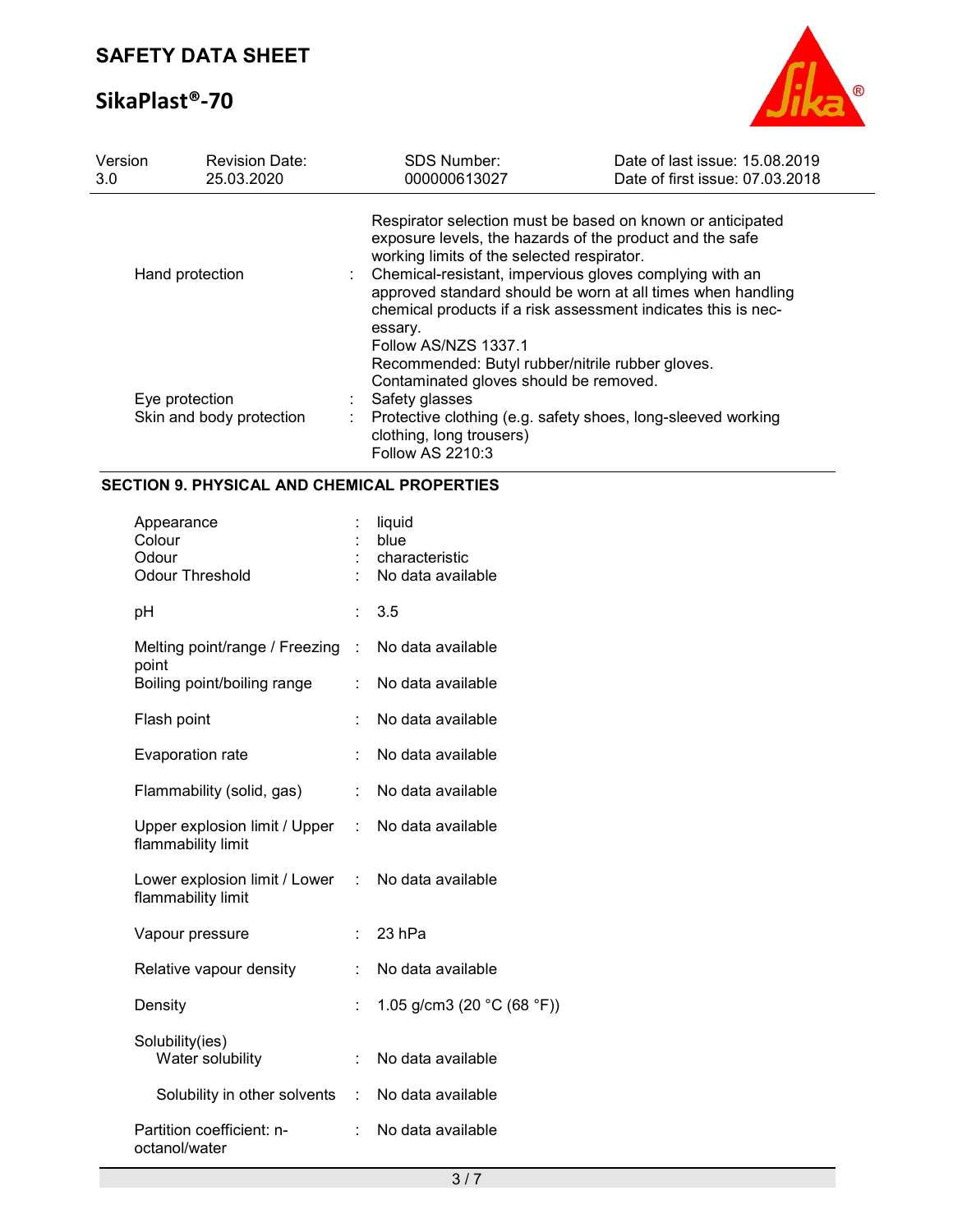| | | |
|---|---|---|
| | | Respirator selection must be based on known or anticipated exposure levels, the hazards of the product and the safe working limits of the selected respirator. |
| Hand protection | : | Chemical-resistant, impervious gloves complying with an approved standard should be worn at all times when handling chemical products if a risk assessment indicates this is necessary.<br>Follow AS/NZS 1337.1<br>Recommended: Butyl rubber/nitrile rubber gloves.<br>Contaminated gloves should be removed. |
| Eye protection | : | Safety glasses |
| Skin and body protection | : | Protective clothing (e.g. safety shoes, long-sleeved working clothing, long trousers)<br>Follow AS 2210:3 |

## SECTION 9. PHYSICAL AND CHEMICAL PROPERTIES

| | | |
|---|---|---|
| Appearance | : | liquid |
| Colour | : | blue |
| Odour | : | characteristic |
| Odour Threshold | : | No data available |
| pH | : | 3.5 |
| Melting point/range / Freezing point | : | No data available |
| Boiling point/boiling range | : | No data available |
| Flash point | : | No data available |
| Evaporation rate | : | No data available |
| Flammability (solid, gas) | : | No data available |
| Upper explosion limit / Upper flammability limit | : | No data available |
| Lower explosion limit / Lower flammability limit | : | No data available |
| Vapour pressure | : | 23 hPa |
| Relative vapour density | : | No data available |
| Density | : | 1.05 g/cm3 (20 °C (68 °F)) |
| Solubility(ies)<br>Water solubility | : | No data available |
| Solubility in other solvents | : | No data available |
| Partition coefficient: n-octanol/water | : | No data available |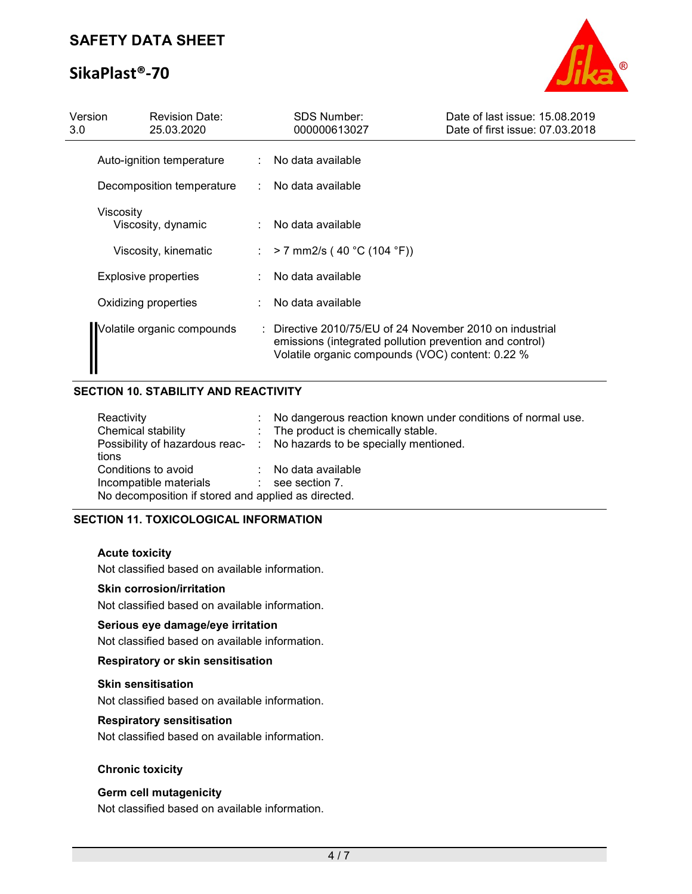| | | |
|---|---|---|
| Auto-ignition temperature | : | No data available |
| Decomposition temperature | : | No data available |
| Viscosity<br>Viscosity, dynamic | : | No data available |
| Viscosity, kinematic | : | > 7 mm2/s ( 40 °C (104 °F)) |
| Explosive properties | : | No data available |
| Oxidizing properties | : | No data available |
| Volatile organic compounds | : | Directive 2010/75/EU of 24 November 2010 on industrial emissions (integrated pollution prevention and control)<br>Volatile organic compounds (VOC) content: 0.22 % |

## SECTION 10. STABILITY AND REACTIVITY

| | | |
|---|---|---|
| Reactivity | : | No dangerous reaction known under conditions of normal use. |
| Chemical stability | : | The product is chemically stable. |
| Possibility of hazardous reactions | : | No hazards to be specially mentioned. |
| Conditions to avoid | : | No data available |
| Incompatible materials | : | see section 7. |

No decomposition if stored and applied as directed.

## SECTION 11. TOXICOLOGICAL INFORMATION

**Acute toxicity**

Not classified based on available information.

**Skin corrosion/irritation**

Not classified based on available information.

**Serious eye damage/eye irritation**

Not classified based on available information.

**Respiratory or skin sensitisation**

**Skin sensitisation**

Not classified based on available information.

**Respiratory sensitisation**

Not classified based on available information.

**Chronic toxicity**

**Germ cell mutagenicity**

Not classified based on available information.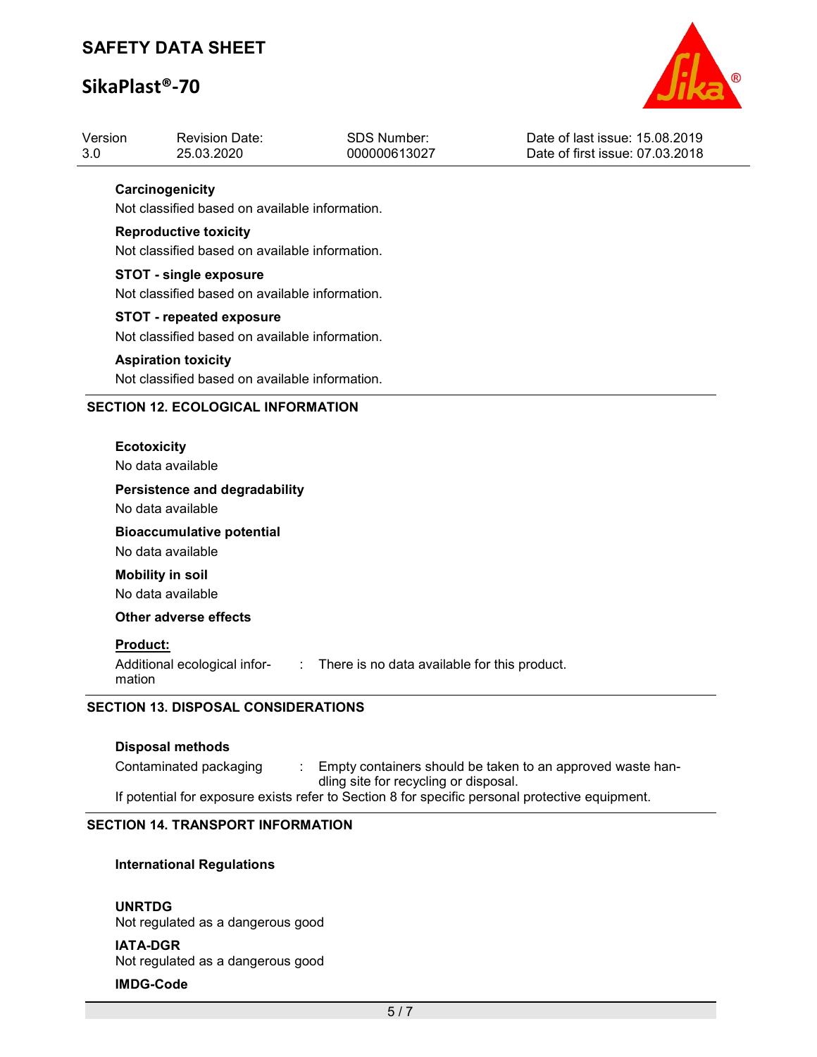**Carcinogenicity**

Not classified based on available information.

**Reproductive toxicity**

Not classified based on available information.

**STOT - single exposure**

Not classified based on available information.

**STOT - repeated exposure**

Not classified based on available information.

**Aspiration toxicity**

Not classified based on available information.

## SECTION 12. ECOLOGICAL INFORMATION

**Ecotoxicity**

No data available

**Persistence and degradability**

No data available

**Bioaccumulative potential**

No data available

**Mobility in soil**

No data available

**Other adverse effects**

**Product:**

Additional ecological information : There is no data available for this product.

## SECTION 13. DISPOSAL CONSIDERATIONS

**Disposal methods**

Contaminated packaging : Empty containers should be taken to an approved waste handling site for recycling or disposal.

If potential for exposure exists refer to Section 8 for specific personal protective equipment.

## SECTION 14. TRANSPORT INFORMATION

**International Regulations**

**UNRTDG**

Not regulated as a dangerous good

**IATA-DGR**

Not regulated as a dangerous good

**IMDG-Code**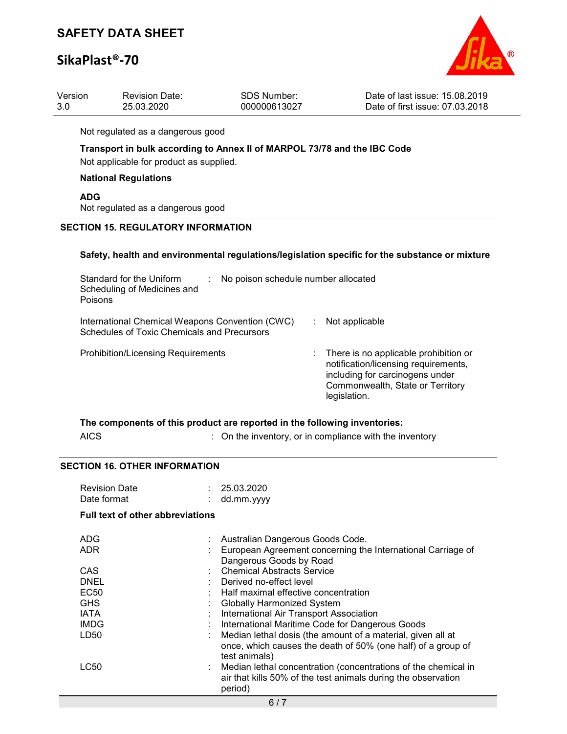Not regulated as a dangerous good

**Transport in bulk according to Annex II of MARPOL 73/78 and the IBC Code**

Not applicable for product as supplied.

**National Regulations**

**ADG**

Not regulated as a dangerous good

## SECTION 15. REGULATORY INFORMATION

**Safety, health and environmental regulations/legislation specific for the substance or mixture**

| | | |
|---|---|---|
| Standard for the Uniform Scheduling of Medicines and Poisons | : | No poison schedule number allocated |
| International Chemical Weapons Convention (CWC) Schedules of Toxic Chemicals and Precursors | : | Not applicable |
| Prohibition/Licensing Requirements | : | There is no applicable prohibition or notification/licensing requirements, including for carcinogens under Commonwealth, State or Territory legislation. |

**The components of this product are reported in the following inventories:**

| | | |
|---|---|---|
| AICS | : | On the inventory, or in compliance with the inventory |

## SECTION 16. OTHER INFORMATION

| | | |
|---|---|---|
| Revision Date | : | 25.03.2020 |
| Date format | : | dd.mm.yyyy |

**Full text of other abbreviations**

| | | |
|---|---|---|
| ADG | : | Australian Dangerous Goods Code. |
| ADR | : | European Agreement concerning the International Carriage of Dangerous Goods by Road |
| CAS | : | Chemical Abstracts Service |
| DNEL | : | Derived no-effect level |
| EC50 | : | Half maximal effective concentration |
| GHS | : | Globally Harmonized System |
| IATA | : | International Air Transport Association |
| IMDG | : | International Maritime Code for Dangerous Goods |
| LD50 | : | Median lethal dosis (the amount of a material, given all at once, which causes the death of 50% (one half) of a group of test animals) |
| LC50 | : | Median lethal concentration (concentrations of the chemical in air that kills 50% of the test animals during the observation period) |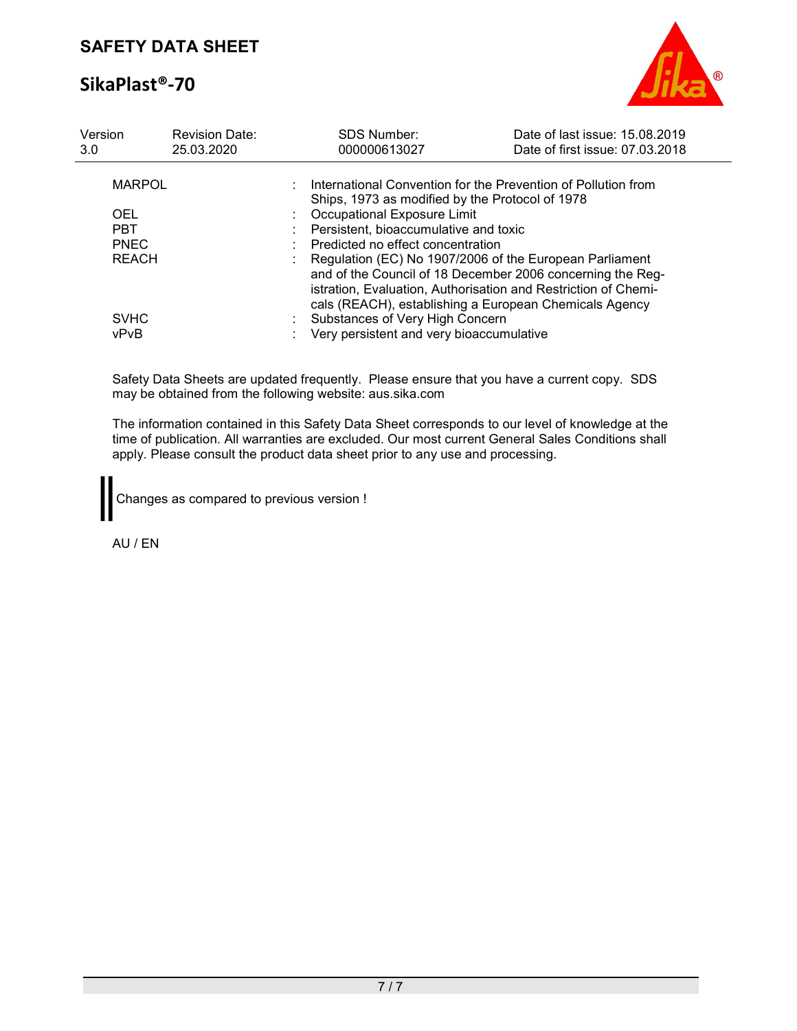| | | |
|---|---|---|
| MARPOL | : | International Convention for the Prevention of Pollution from Ships, 1973 as modified by the Protocol of 1978 |
| OEL | : | Occupational Exposure Limit |
| PBT | : | Persistent, bioaccumulative and toxic |
| PNEC | : | Predicted no effect concentration |
| REACH | : | Regulation (EC) No 1907/2006 of the European Parliament and of the Council of 18 December 2006 concerning the Registration, Evaluation, Authorisation and Restriction of Chemicals (REACH), establishing a European Chemicals Agency |
| SVHC | : | Substances of Very High Concern |
| vPvB | : | Very persistent and very bioaccumulative |

Safety Data Sheets are updated frequently. Please ensure that you have a current copy. SDS may be obtained from the following website: aus.sika.com

The information contained in this Safety Data Sheet corresponds to our level of knowledge at the time of publication. All warranties are excluded. Our most current General Sales Conditions shall apply. Please consult the product data sheet prior to any use and processing.

|| Changes as compared to previous version !

AU / EN